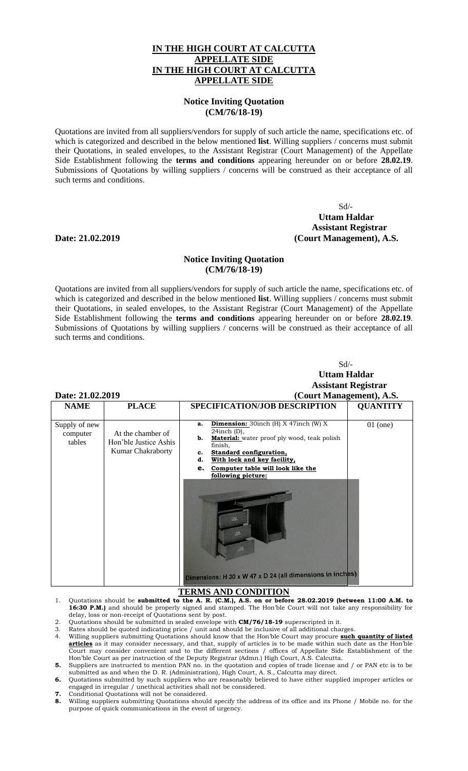**IN THE HIGH COURT AT CALCUTTA**
**APPELLATE SIDE**
**IN THE HIGH COURT AT CALCUTTA**
**APPELLATE SIDE**

**Notice Inviting Quotation**
**(CM/76/18-19)**

Quotations are invited from all suppliers/vendors for supply of such article the name, specifications etc. of which is categorized and described in the below mentioned **list**. Willing suppliers / concerns must submit their Quotations, in sealed envelopes, to the Assistant Registrar (Court Management) of the Appellate Side Establishment following the **terms and conditions** appearing hereunder on or before **28.02.19**. Submissions of Quotations by willing suppliers / concerns will be construed as their acceptance of all such terms and conditions.

Sd/-
**Uttam Haldar**
**Assistant Registrar**
**(Court Management), A.S.**

**Date: 21.02.2019**

**Notice Inviting Quotation**
**(CM/76/18-19)**

Quotations are invited from all suppliers/vendors for supply of such article the name, specifications etc. of which is categorized and described in the below mentioned **list**. Willing suppliers / concerns must submit their Quotations, in sealed envelopes, to the Assistant Registrar (Court Management) of the Appellate Side Establishment following the **terms and conditions** appearing hereunder on or before **28.02.19**. Submissions of Quotations by willing suppliers / concerns will be construed as their acceptance of all such terms and conditions.

Sd/-
**Uttam Haldar**
**Assistant Registrar**
**(Court Management), A.S.**

**Date: 21.02.2019**

| NAME | PLACE | SPECIFICATION/JOB DESCRIPTION | QUANTITY |
|---|---|---|---|
| Supply of new computer tables | At the chamber of Hon'ble Justice Ashis Kumar Chakraborty | a. **Dimension:** 30inch (H) X 47inch (W) X 24inch (D), b. **Material:** water proof ply wood, teak polish finish, c. **Standard configuration,** d. **With lock and key facility,** e. **Computer table will look like the following picture:** Dimensions: H 30 x W 47 x D 24 (all dimensions in inches) | 01 (one) |

## TERMS AND CONDITION

1. Quotations should be **submitted to the A. R. (C.M.), A.S. on or before 28.02.2019 (between 11:00 A.M. to 16:30 P.M.)** and should be properly signed and stamped. The Hon'ble Court will not take any responsibility for delay, loss or non-receipt of Quotations sent by post.
2. Quotations should be submitted in sealed envelope with **CM/76/18-19** superscripted in it.
3. Rates should be quoted indicating price / unit and should be inclusive of all additional charges.
4. Willing suppliers submitting Quotations should know that the Hon'ble Court may procure **such quantity of listed articles** as it may consider necessary, and that, supply of articles is to be made within such date as the Hon'ble Court may consider convenient and to the different sections / offices of Appellate Side Establishment of the Hon'ble Court as per instruction of the Deputy Registrar (Admn.) High Court, A.S. Calcutta.
5. Suppliers are instructed to mention PAN no. in the quotation and copies of trade license and / or PAN etc is to be submitted as and when the D. R. (Administration), High Court, A. S., Calcutta may direct.
6. Quotations submitted by such suppliers who are reasonably believed to have either supplied improper articles or engaged in irregular / unethical activities shall not be considered.
7. Conditional Quotations will not be considered.
8. Willing suppliers submitting Quotations should specify the address of its office and its Phone / Mobile no. for the purpose of quick communications in the event of urgency.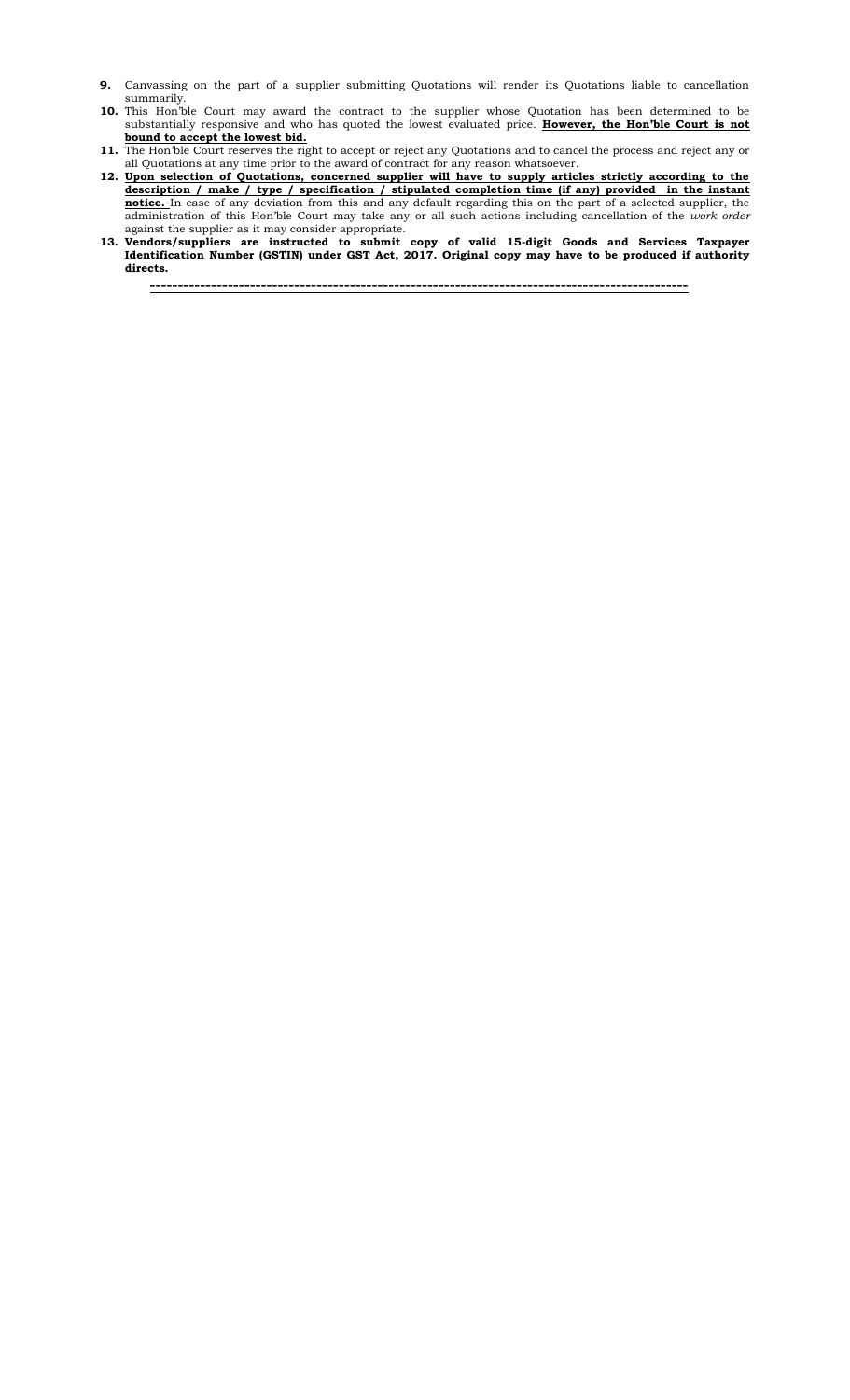9. Canvassing on the part of a supplier submitting Quotations will render its Quotations liable to cancellation summarily.
10. This Hon'ble Court may award the contract to the supplier whose Quotation has been determined to be substantially responsive and who has quoted the lowest evaluated price. **However, the Hon'ble Court is not bound to accept the lowest bid.**
11. The Hon'ble Court reserves the right to accept or reject any Quotations and to cancel the process and reject any or all Quotations at any time prior to the award of contract for any reason whatsoever.
12. **Upon selection of Quotations, concerned supplier will have to supply articles strictly according to the description / make / type / specification / stipulated completion time (if any) provided in the instant notice.** In case of any deviation from this and any default regarding this on the part of a selected supplier, the administration of this Hon'ble Court may take any or all such actions including cancellation of the *work order* against the supplier as it may consider appropriate.
13. **Vendors/suppliers are instructed to submit copy of valid 15-digit Goods and Services Taxpayer Identification Number (GSTIN) under GST Act, 2017. Original copy may have to be produced if authority directs.**

---